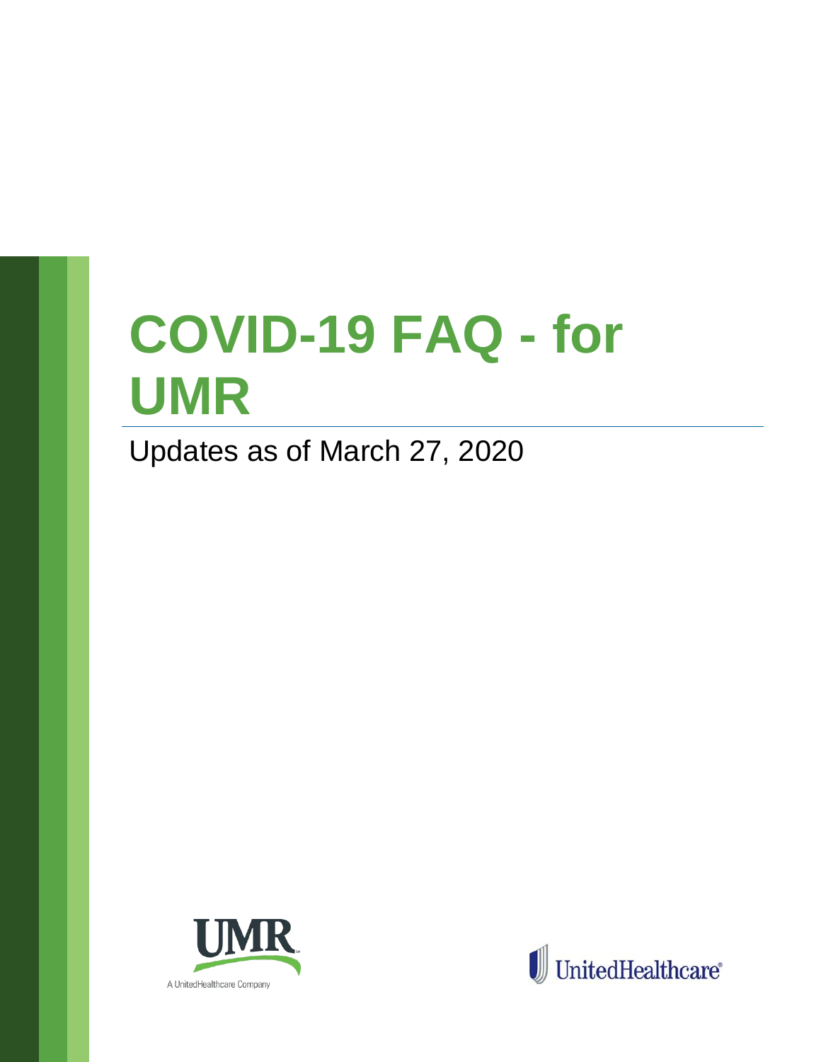# COVID-19 FAQ - for UMR

Updates as of March 27, 2020

UMR

A UnitedHealthcare Company

UnitedHealthcare®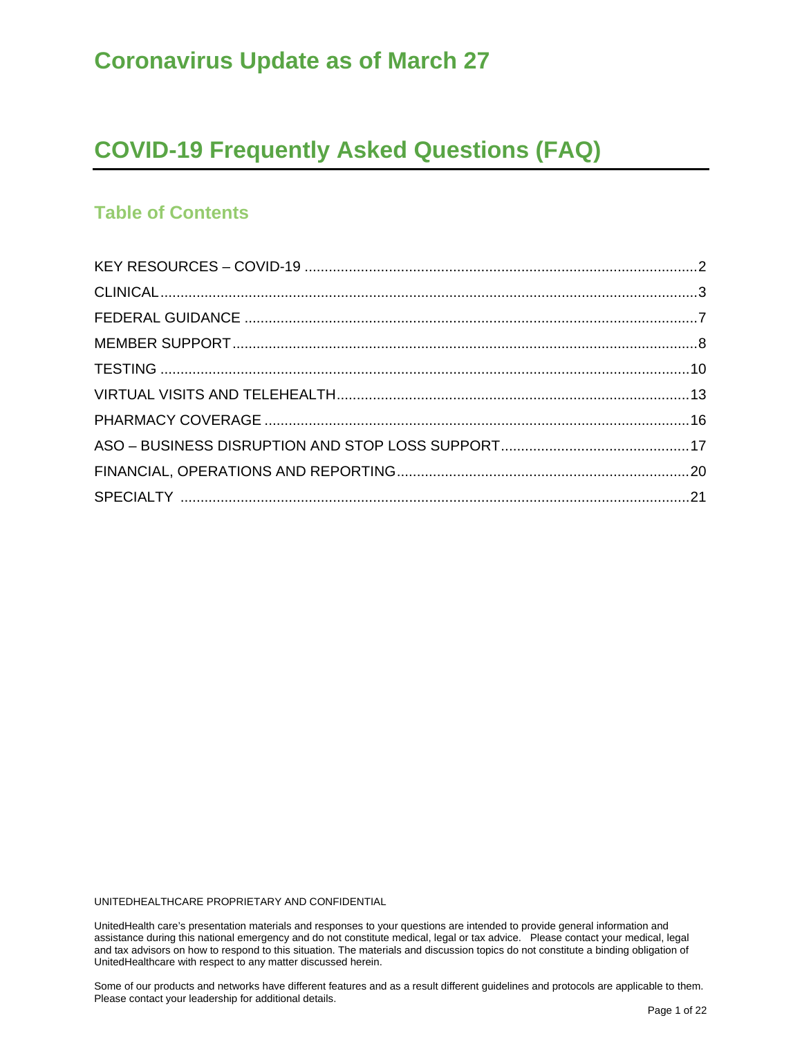# Coronavirus Update as of March 27

# COVID-19 Frequently Asked Questions (FAQ)

## Table of Contents

KEY RESOURCES – COVID-19 .......... 2
CLINICAL .......... 3
FEDERAL GUIDANCE .......... 7
MEMBER SUPPORT .......... 8
TESTING .......... 10
VIRTUAL VISITS AND TELEHEALTH .......... 13
PHARMACY COVERAGE .......... 16
ASO – BUSINESS DISRUPTION AND STOP LOSS SUPPORT .......... 17
FINANCIAL, OPERATIONS AND REPORTING .......... 20
SPECIALTY .......... 21

UNITEDHEALTHCARE PROPRIETARY AND CONFIDENTIAL

UnitedHealth care's presentation materials and responses to your questions are intended to provide general information and assistance during this national emergency and do not constitute medical, legal or tax advice. Please contact your medical, legal and tax advisors on how to respond to this situation. The materials and discussion topics do not constitute a binding obligation of UnitedHealthcare with respect to any matter discussed herein.

Some of our products and networks have different features and as a result different guidelines and protocols are applicable to them. Please contact your leadership for additional details.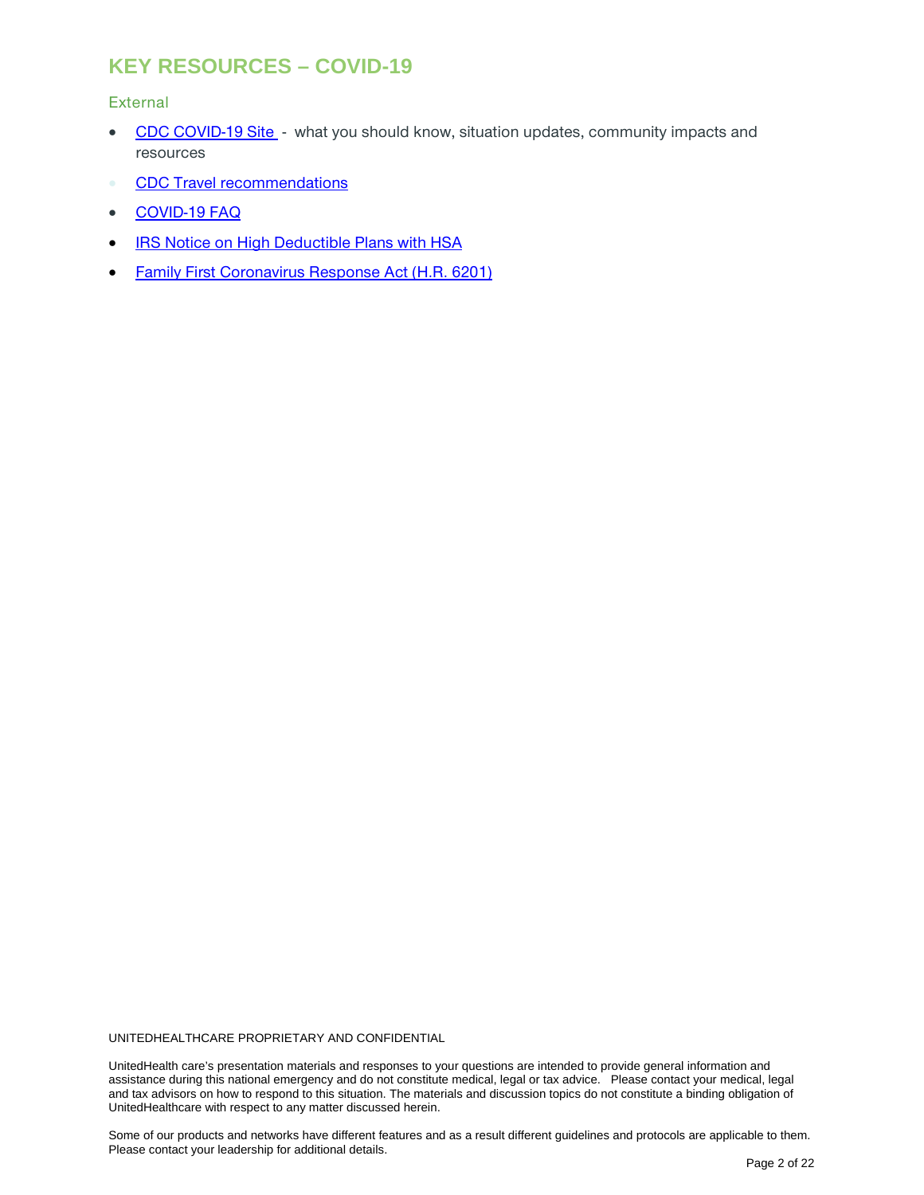# KEY RESOURCES – COVID-19

## External

- CDC COVID-19 Site - what you should know, situation updates, community impacts and resources
- CDC Travel recommendations
- COVID-19 FAQ
- IRS Notice on High Deductible Plans with HSA
- Family First Coronavirus Response Act (H.R. 6201)

UNITEDHEALTHCARE PROPRIETARY AND CONFIDENTIAL

UnitedHealth care's presentation materials and responses to your questions are intended to provide general information and assistance during this national emergency and do not constitute medical, legal or tax advice. Please contact your medical, legal and tax advisors on how to respond to this situation. The materials and discussion topics do not constitute a binding obligation of UnitedHealthcare with respect to any matter discussed herein.

Some of our products and networks have different features and as a result different guidelines and protocols are applicable to them. Please contact your leadership for additional details.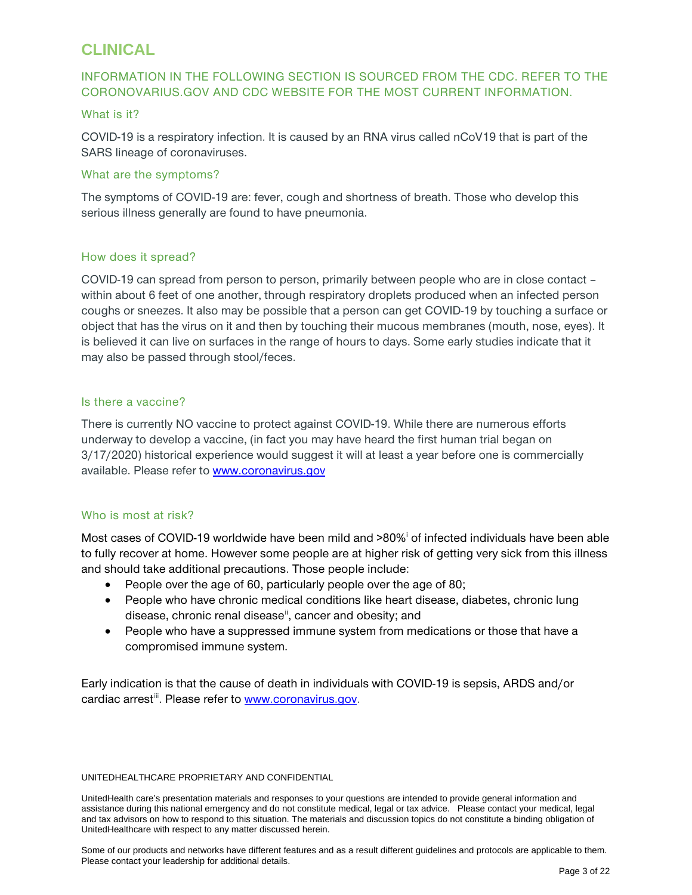# CLINICAL

## INFORMATION IN THE FOLLOWING SECTION IS SOURCED FROM THE CDC. REFER TO THE CORONOVARIUS.GOV AND CDC WEBSITE FOR THE MOST CURRENT INFORMATION.

### What is it?

COVID-19 is a respiratory infection. It is caused by an RNA virus called nCoV19 that is part of the SARS lineage of coronaviruses.

### What are the symptoms?

The symptoms of COVID-19 are: fever, cough and shortness of breath. Those who develop this serious illness generally are found to have pneumonia.

### How does it spread?

COVID-19 can spread from person to person, primarily between people who are in close contact – within about 6 feet of one another, through respiratory droplets produced when an infected person coughs or sneezes. It also may be possible that a person can get COVID-19 by touching a surface or object that has the virus on it and then by touching their mucous membranes (mouth, nose, eyes). It is believed it can live on surfaces in the range of hours to days. Some early studies indicate that it may also be passed through stool/feces.

### Is there a vaccine?

There is currently NO vaccine to protect against COVID-19. While there are numerous efforts underway to develop a vaccine, (in fact you may have heard the first human trial began on 3/17/2020) historical experience would suggest it will at least a year before one is commercially available. Please refer to [www.coronavirus.gov](http://www.coronavirus.gov)

### Who is most at risk?

Most cases of COVID-19 worldwide have been mild and >80%[i] of infected individuals have been able to fully recover at home. However some people are at higher risk of getting very sick from this illness and should take additional precautions. Those people include:

- People over the age of 60, particularly people over the age of 80;
- People who have chronic medical conditions like heart disease, diabetes, chronic lung disease, chronic renal disease[ii], cancer and obesity; and
- People who have a suppressed immune system from medications or those that have a compromised immune system.

Early indication is that the cause of death in individuals with COVID-19 is sepsis, ARDS and/or cardiac arrest[iii]. Please refer to [www.coronavirus.gov](http://www.coronavirus.gov).

UNITEDHEALTHCARE PROPRIETARY AND CONFIDENTIAL

UnitedHealth care's presentation materials and responses to your questions are intended to provide general information and assistance during this national emergency and do not constitute medical, legal or tax advice. Please contact your medical, legal and tax advisors on how to respond to this situation. The materials and discussion topics do not constitute a binding obligation of UnitedHealthcare with respect to any matter discussed herein.

Some of our products and networks have different features and as a result different guidelines and protocols are applicable to them. Please contact your leadership for additional details.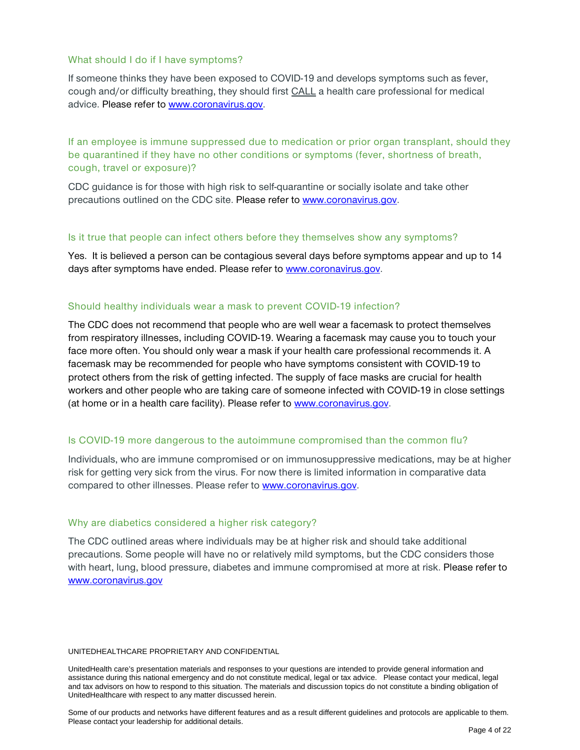### What should I do if I have symptoms?

If someone thinks they have been exposed to COVID-19 and develops symptoms such as fever, cough and/or difficulty breathing, they should first CALL a health care professional for medical advice. Please refer to www.coronavirus.gov.

### If an employee is immune suppressed due to medication or prior organ transplant, should they be quarantined if they have no other conditions or symptoms (fever, shortness of breath, cough, travel or exposure)?

CDC guidance is for those with high risk to self-quarantine or socially isolate and take other precautions outlined on the CDC site. Please refer to www.coronavirus.gov.

### Is it true that people can infect others before they themselves show any symptoms?

Yes. It is believed a person can be contagious several days before symptoms appear and up to 14 days after symptoms have ended. Please refer to www.coronavirus.gov.

### Should healthy individuals wear a mask to prevent COVID-19 infection?

The CDC does not recommend that people who are well wear a facemask to protect themselves from respiratory illnesses, including COVID-19. Wearing a facemask may cause you to touch your face more often. You should only wear a mask if your health care professional recommends it. A facemask may be recommended for people who have symptoms consistent with COVID-19 to protect others from the risk of getting infected. The supply of face masks are crucial for health workers and other people who are taking care of someone infected with COVID-19 in close settings (at home or in a health care facility). Please refer to www.coronavirus.gov.

### Is COVID-19 more dangerous to the autoimmune compromised than the common flu?

Individuals, who are immune compromised or on immunosuppressive medications, may be at higher risk for getting very sick from the virus. For now there is limited information in comparative data compared to other illnesses. Please refer to www.coronavirus.gov.

### Why are diabetics considered a higher risk category?

The CDC outlined areas where individuals may be at higher risk and should take additional precautions. Some people will have no or relatively mild symptoms, but the CDC considers those with heart, lung, blood pressure, diabetes and immune compromised at more at risk. Please refer to www.coronavirus.gov

UNITEDHEALTHCARE PROPRIETARY AND CONFIDENTIAL

UnitedHealth care's presentation materials and responses to your questions are intended to provide general information and assistance during this national emergency and do not constitute medical, legal or tax advice. Please contact your medical, legal and tax advisors on how to respond to this situation. The materials and discussion topics do not constitute a binding obligation of UnitedHealthcare with respect to any matter discussed herein.

Some of our products and networks have different features and as a result different guidelines and protocols are applicable to them. Please contact your leadership for additional details.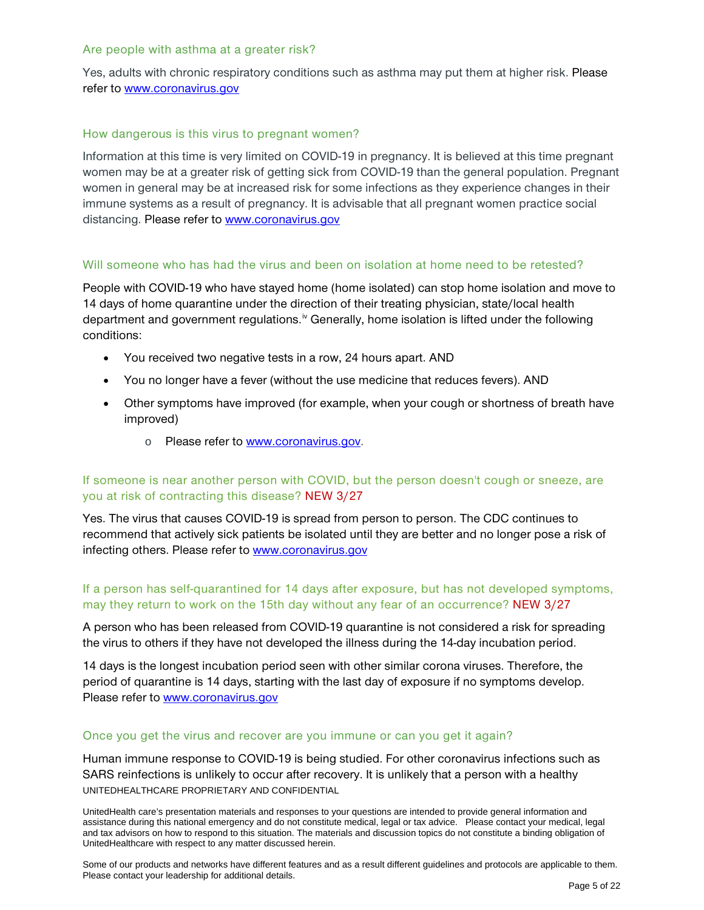### Are people with asthma at a greater risk?

Yes, adults with chronic respiratory conditions such as asthma may put them at higher risk. Please refer to www.coronavirus.gov

### How dangerous is this virus to pregnant women?

Information at this time is very limited on COVID-19 in pregnancy. It is believed at this time pregnant women may be at a greater risk of getting sick from COVID-19 than the general population. Pregnant women in general may be at increased risk for some infections as they experience changes in their immune systems as a result of pregnancy. It is advisable that all pregnant women practice social distancing. Please refer to www.coronavirus.gov

### Will someone who has had the virus and been on isolation at home need to be retested?

People with COVID-19 who have stayed home (home isolated) can stop home isolation and move to 14 days of home quarantine under the direction of their treating physician, state/local health department and government regulations.[iv] Generally, home isolation is lifted under the following conditions:

- You received two negative tests in a row, 24 hours apart. AND
- You no longer have a fever (without the use medicine that reduces fevers). AND
- Other symptoms have improved (for example, when your cough or shortness of breath have improved)
  - Please refer to www.coronavirus.gov.

### If someone is near another person with COVID, but the person doesn't cough or sneeze, are you at risk of contracting this disease? NEW 3/27

Yes. The virus that causes COVID-19 is spread from person to person. The CDC continues to recommend that actively sick patients be isolated until they are better and no longer pose a risk of infecting others. Please refer to www.coronavirus.gov

### If a person has self-quarantined for 14 days after exposure, but has not developed symptoms, may they return to work on the 15th day without any fear of an occurrence? NEW 3/27

A person who has been released from COVID-19 quarantine is not considered a risk for spreading the virus to others if they have not developed the illness during the 14-day incubation period.

14 days is the longest incubation period seen with other similar corona viruses. Therefore, the period of quarantine is 14 days, starting with the last day of exposure if no symptoms develop. Please refer to www.coronavirus.gov

### Once you get the virus and recover are you immune or can you get it again?

Human immune response to COVID-19 is being studied. For other coronavirus infections such as SARS reinfections is unlikely to occur after recovery. It is unlikely that a person with a healthy

UNITEDHEALTHCARE PROPRIETARY AND CONFIDENTIAL

UnitedHealth care's presentation materials and responses to your questions are intended to provide general information and assistance during this national emergency and do not constitute medical, legal or tax advice. Please contact your medical, legal and tax advisors on how to respond to this situation. The materials and discussion topics do not constitute a binding obligation of UnitedHealthcare with respect to any matter discussed herein.

Some of our products and networks have different features and as a result different guidelines and protocols are applicable to them. Please contact your leadership for additional details.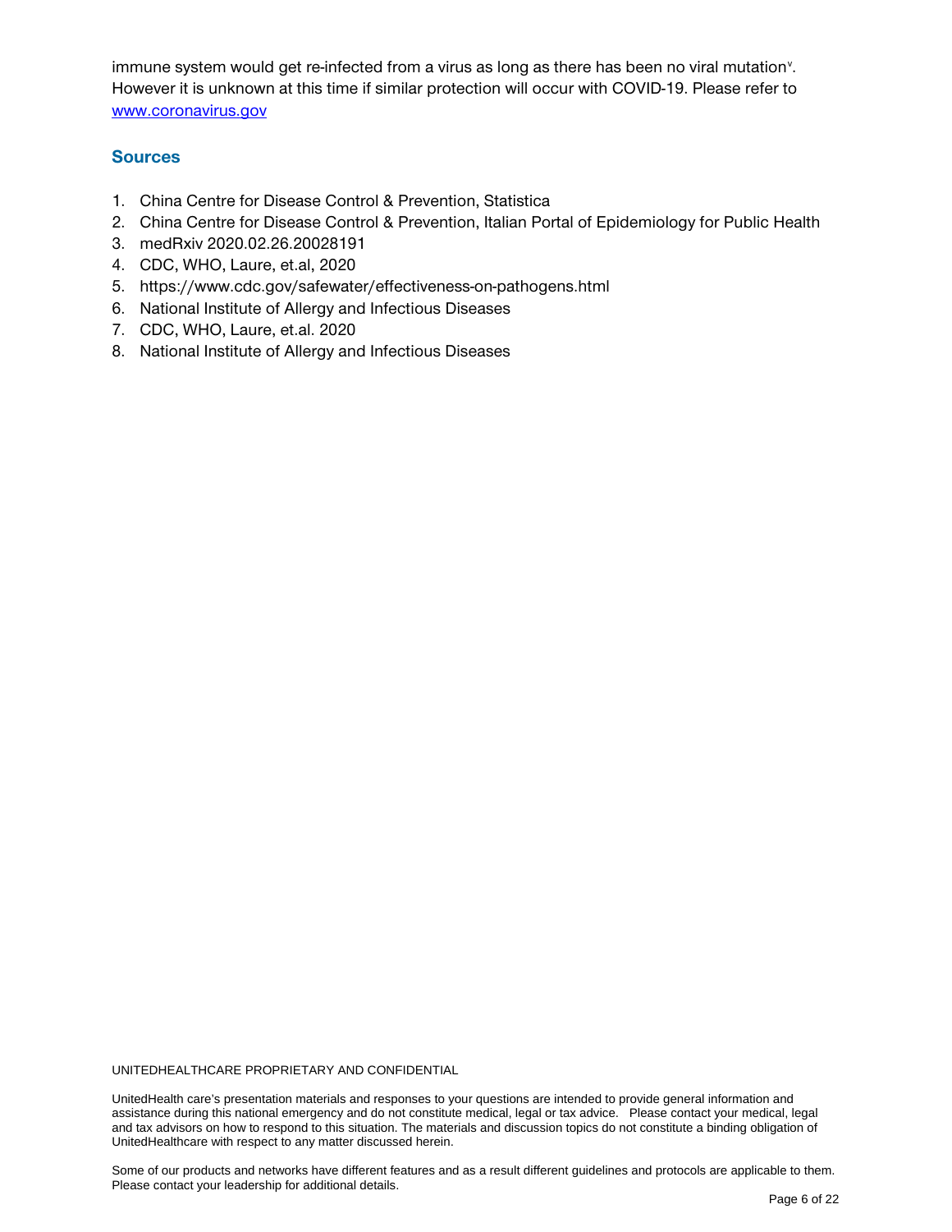immune system would get re-infected from a virus as long as there has been no viral mutation[v]. However it is unknown at this time if similar protection will occur with COVID-19. Please refer to [www.coronavirus.gov](http://www.coronavirus.gov)

### Sources

1. China Centre for Disease Control & Prevention, Statistica
2. China Centre for Disease Control & Prevention, Italian Portal of Epidemiology for Public Health
3. medRxiv 2020.02.26.20028191
4. CDC, WHO, Laure, et.al, 2020
5. https://www.cdc.gov/safewater/effectiveness-on-pathogens.html
6. National Institute of Allergy and Infectious Diseases
7. CDC, WHO, Laure, et.al. 2020
8. National Institute of Allergy and Infectious Diseases

UNITEDHEALTHCARE PROPRIETARY AND CONFIDENTIAL

UnitedHealth care's presentation materials and responses to your questions are intended to provide general information and assistance during this national emergency and do not constitute medical, legal or tax advice. Please contact your medical, legal and tax advisors on how to respond to this situation. The materials and discussion topics do not constitute a binding obligation of UnitedHealthcare with respect to any matter discussed herein.

Some of our products and networks have different features and as a result different guidelines and protocols are applicable to them. Please contact your leadership for additional details.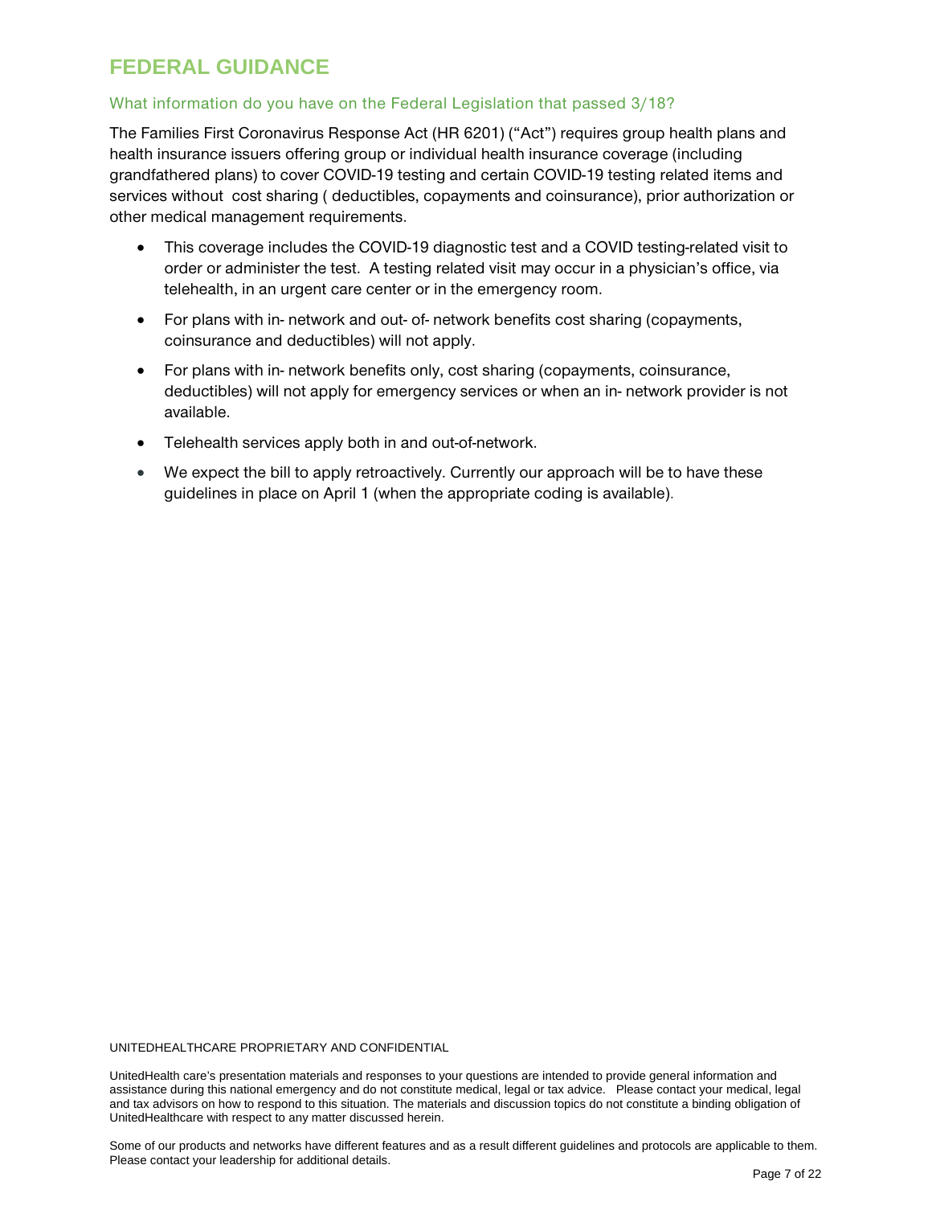# FEDERAL GUIDANCE

## What information do you have on the Federal Legislation that passed 3/18?

The Families First Coronavirus Response Act (HR 6201) ("Act") requires group health plans and health insurance issuers offering group or individual health insurance coverage (including grandfathered plans) to cover COVID-19 testing and certain COVID-19 testing related items and services without cost sharing ( deductibles, copayments and coinsurance), prior authorization or other medical management requirements.

- This coverage includes the COVID-19 diagnostic test and a COVID testing-related visit to order or administer the test. A testing related visit may occur in a physician's office, via telehealth, in an urgent care center or in the emergency room.
- For plans with in- network and out- of- network benefits cost sharing (copayments, coinsurance and deductibles) will not apply.
- For plans with in- network benefits only, cost sharing (copayments, coinsurance, deductibles) will not apply for emergency services or when an in- network provider is not available.
- Telehealth services apply both in and out-of-network.
- We expect the bill to apply retroactively. Currently our approach will be to have these guidelines in place on April 1 (when the appropriate coding is available).

UNITEDHEALTHCARE PROPRIETARY AND CONFIDENTIAL

UnitedHealth care's presentation materials and responses to your questions are intended to provide general information and assistance during this national emergency and do not constitute medical, legal or tax advice. Please contact your medical, legal and tax advisors on how to respond to this situation. The materials and discussion topics do not constitute a binding obligation of UnitedHealthcare with respect to any matter discussed herein.

Some of our products and networks have different features and as a result different guidelines and protocols are applicable to them. Please contact your leadership for additional details.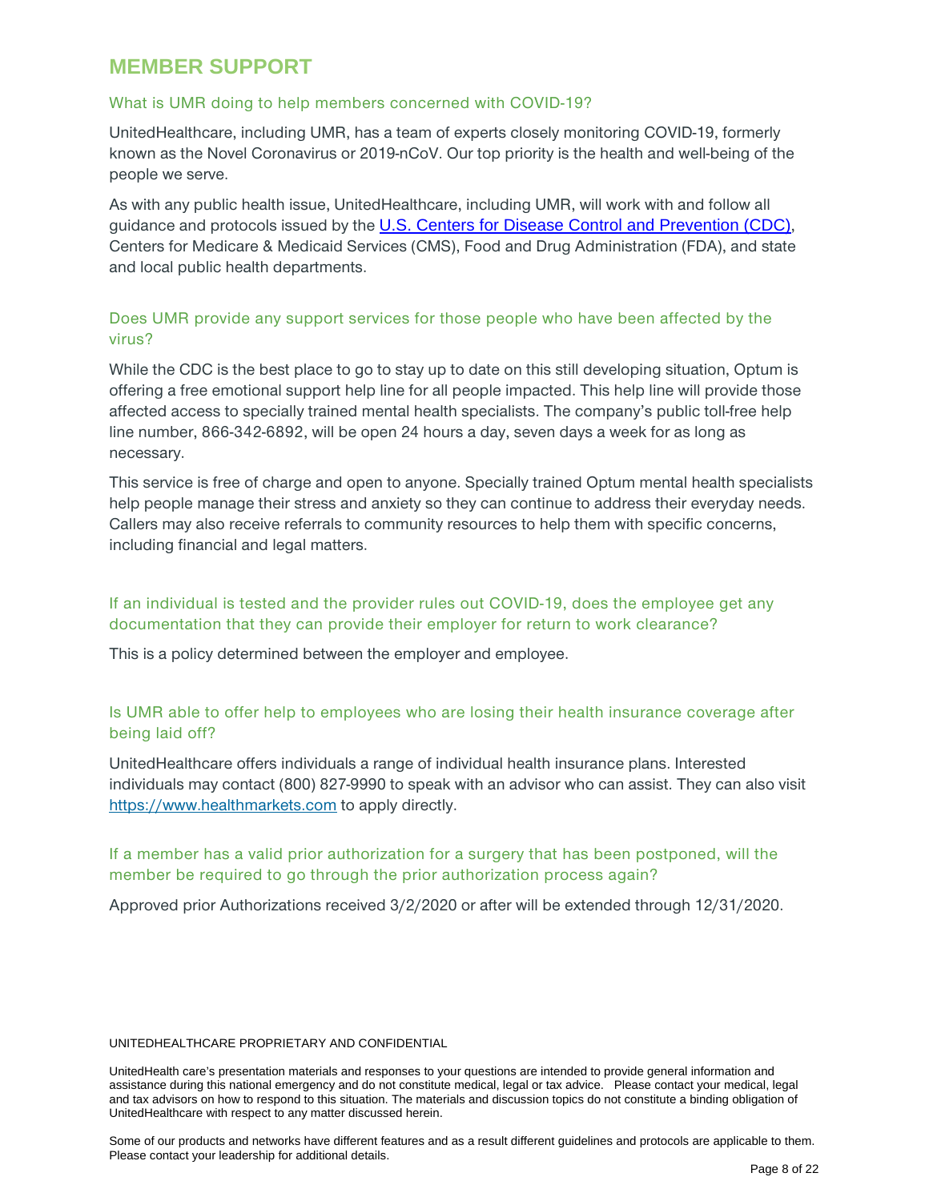## MEMBER SUPPORT

### What is UMR doing to help members concerned with COVID-19?

UnitedHealthcare, including UMR, has a team of experts closely monitoring COVID-19, formerly known as the Novel Coronavirus or 2019-nCoV. Our top priority is the health and well-being of the people we serve.

As with any public health issue, UnitedHealthcare, including UMR, will work with and follow all guidance and protocols issued by the U.S. Centers for Disease Control and Prevention (CDC), Centers for Medicare & Medicaid Services (CMS), Food and Drug Administration (FDA), and state and local public health departments.

### Does UMR provide any support services for those people who have been affected by the virus?

While the CDC is the best place to go to stay up to date on this still developing situation, Optum is offering a free emotional support help line for all people impacted. This help line will provide those affected access to specially trained mental health specialists. The company's public toll-free help line number, 866-342-6892, will be open 24 hours a day, seven days a week for as long as necessary.

This service is free of charge and open to anyone. Specially trained Optum mental health specialists help people manage their stress and anxiety so they can continue to address their everyday needs. Callers may also receive referrals to community resources to help them with specific concerns, including financial and legal matters.

### If an individual is tested and the provider rules out COVID-19, does the employee get any documentation that they can provide their employer for return to work clearance?

This is a policy determined between the employer and employee.

### Is UMR able to offer help to employees who are losing their health insurance coverage after being laid off?

UnitedHealthcare offers individuals a range of individual health insurance plans. Interested individuals may contact (800) 827-9990 to speak with an advisor who can assist. They can also visit https://www.healthmarkets.com to apply directly.

### If a member has a valid prior authorization for a surgery that has been postponed, will the member be required to go through the prior authorization process again?

Approved prior Authorizations received 3/2/2020 or after will be extended through 12/31/2020.

UNITEDHEALTHCARE PROPRIETARY AND CONFIDENTIAL

UnitedHealth care's presentation materials and responses to your questions are intended to provide general information and assistance during this national emergency and do not constitute medical, legal or tax advice. Please contact your medical, legal and tax advisors on how to respond to this situation. The materials and discussion topics do not constitute a binding obligation of UnitedHealthcare with respect to any matter discussed herein.

Some of our products and networks have different features and as a result different guidelines and protocols are applicable to them. Please contact your leadership for additional details.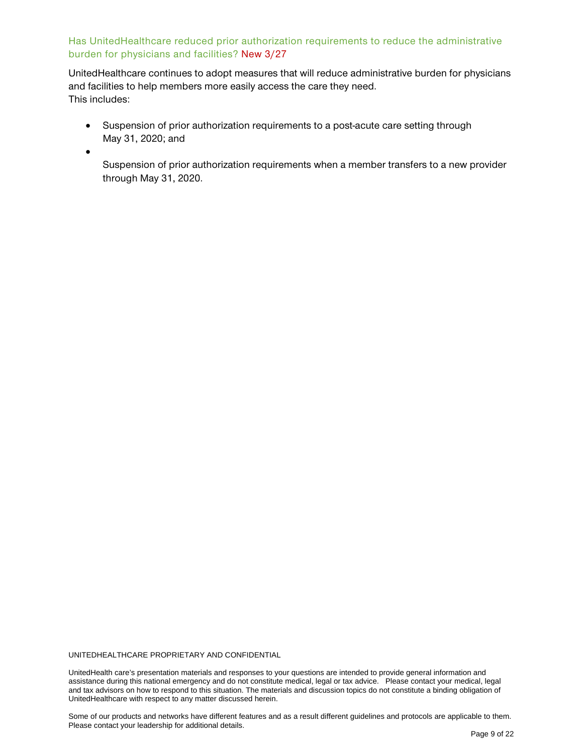### Has UnitedHealthcare reduced prior authorization requirements to reduce the administrative burden for physicians and facilities? New 3/27

UnitedHealthcare continues to adopt measures that will reduce administrative burden for physicians and facilities to help members more easily access the care they need.
This includes:

- Suspension of prior authorization requirements to a post-acute care setting through May 31, 2020; and
- Suspension of prior authorization requirements when a member transfers to a new provider through May 31, 2020.

UNITEDHEALTHCARE PROPRIETARY AND CONFIDENTIAL

UnitedHealth care's presentation materials and responses to your questions are intended to provide general information and assistance during this national emergency and do not constitute medical, legal or tax advice. Please contact your medical, legal and tax advisors on how to respond to this situation. The materials and discussion topics do not constitute a binding obligation of UnitedHealthcare with respect to any matter discussed herein.

Some of our products and networks have different features and as a result different guidelines and protocols are applicable to them. Please contact your leadership for additional details.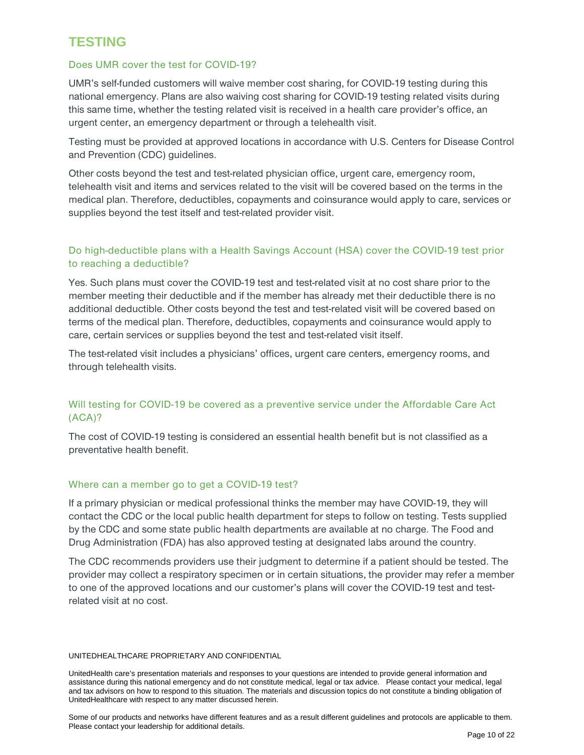## TESTING

### Does UMR cover the test for COVID-19?

UMR's self-funded customers will waive member cost sharing, for COVID-19 testing during this national emergency. Plans are also waiving cost sharing for COVID-19 testing related visits during this same time, whether the testing related visit is received in a health care provider's office, an urgent center, an emergency department or through a telehealth visit.

Testing must be provided at approved locations in accordance with U.S. Centers for Disease Control and Prevention (CDC) guidelines.

Other costs beyond the test and test-related physician office, urgent care, emergency room, telehealth visit and items and services related to the visit will be covered based on the terms in the medical plan. Therefore, deductibles, copayments and coinsurance would apply to care, services or supplies beyond the test itself and test-related provider visit.

### Do high-deductible plans with a Health Savings Account (HSA) cover the COVID-19 test prior to reaching a deductible?

Yes. Such plans must cover the COVID-19 test and test-related visit at no cost share prior to the member meeting their deductible and if the member has already met their deductible there is no additional deductible. Other costs beyond the test and test-related visit will be covered based on terms of the medical plan. Therefore, deductibles, copayments and coinsurance would apply to care, certain services or supplies beyond the test and test-related visit itself.

The test-related visit includes a physicians' offices, urgent care centers, emergency rooms, and through telehealth visits.

### Will testing for COVID-19 be covered as a preventive service under the Affordable Care Act (ACA)?

The cost of COVID-19 testing is considered an essential health benefit but is not classified as a preventative health benefit.

### Where can a member go to get a COVID-19 test?

If a primary physician or medical professional thinks the member may have COVID-19, they will contact the CDC or the local public health department for steps to follow on testing. Tests supplied by the CDC and some state public health departments are available at no charge. The Food and Drug Administration (FDA) has also approved testing at designated labs around the country.

The CDC recommends providers use their judgment to determine if a patient should be tested. The provider may collect a respiratory specimen or in certain situations, the provider may refer a member to one of the approved locations and our customer's plans will cover the COVID-19 test and test-related visit at no cost.

UNITEDHEALTHCARE PROPRIETARY AND CONFIDENTIAL

UnitedHealth care's presentation materials and responses to your questions are intended to provide general information and assistance during this national emergency and do not constitute medical, legal or tax advice. Please contact your medical, legal and tax advisors on how to respond to this situation. The materials and discussion topics do not constitute a binding obligation of UnitedHealthcare with respect to any matter discussed herein.

Some of our products and networks have different features and as a result different guidelines and protocols are applicable to them. Please contact your leadership for additional details.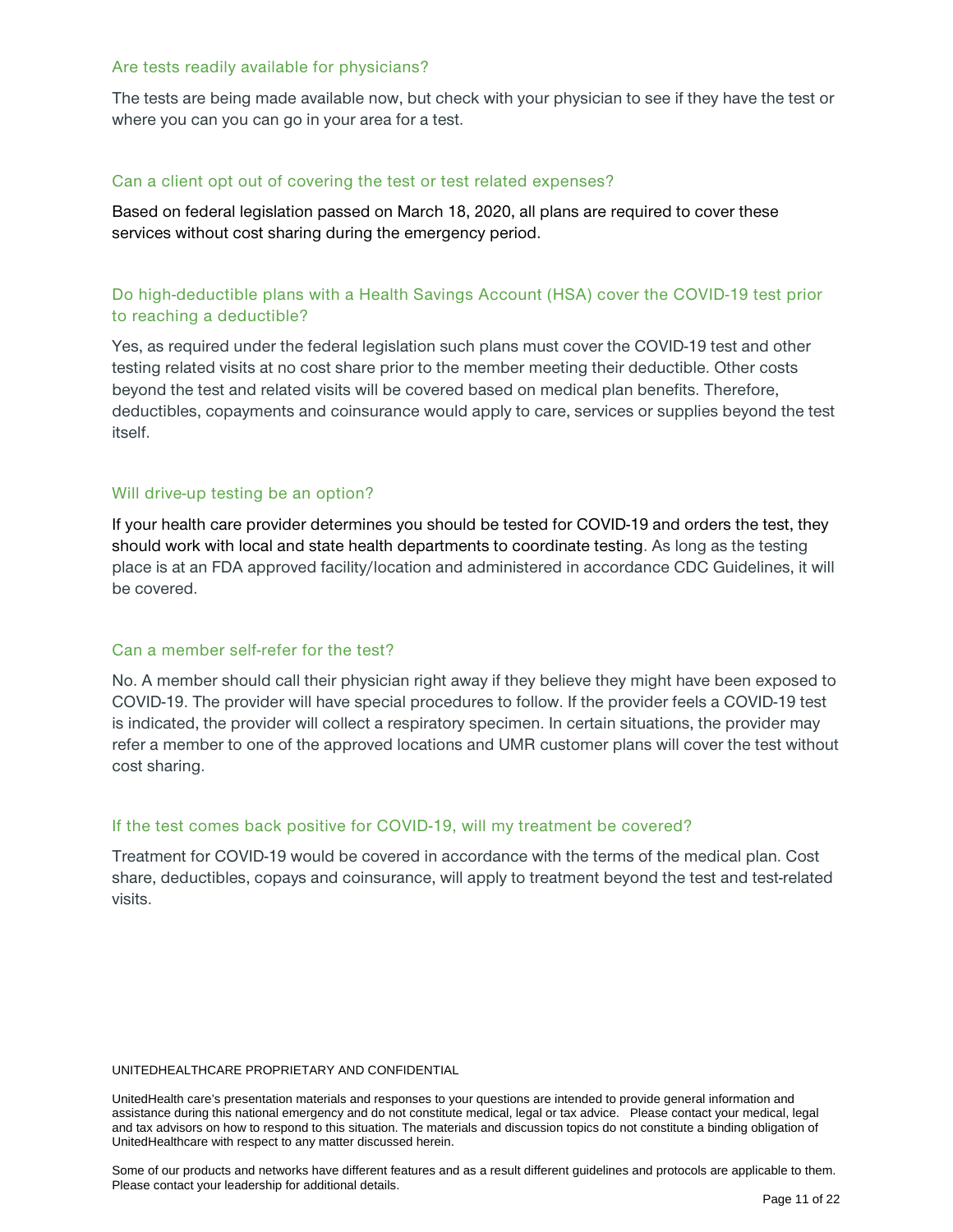### Are tests readily available for physicians?

The tests are being made available now, but check with your physician to see if they have the test or where you can you can go in your area for a test.

### Can a client opt out of covering the test or test related expenses?

Based on federal legislation passed on March 18, 2020, all plans are required to cover these services without cost sharing during the emergency period.

### Do high-deductible plans with a Health Savings Account (HSA) cover the COVID-19 test prior to reaching a deductible?

Yes, as required under the federal legislation such plans must cover the COVID-19 test and other testing related visits at no cost share prior to the member meeting their deductible. Other costs beyond the test and related visits will be covered based on medical plan benefits. Therefore, deductibles, copayments and coinsurance would apply to care, services or supplies beyond the test itself.

### Will drive-up testing be an option?

If your health care provider determines you should be tested for COVID-19 and orders the test, they should work with local and state health departments to coordinate testing. As long as the testing place is at an FDA approved facility/location and administered in accordance CDC Guidelines, it will be covered.

### Can a member self-refer for the test?

No. A member should call their physician right away if they believe they might have been exposed to COVID-19. The provider will have special procedures to follow. If the provider feels a COVID-19 test is indicated, the provider will collect a respiratory specimen. In certain situations, the provider may refer a member to one of the approved locations and UMR customer plans will cover the test without cost sharing.

### If the test comes back positive for COVID-19, will my treatment be covered?

Treatment for COVID-19 would be covered in accordance with the terms of the medical plan. Cost share, deductibles, copays and coinsurance, will apply to treatment beyond the test and test-related visits.

UNITEDHEALTHCARE PROPRIETARY AND CONFIDENTIAL

UnitedHealth care's presentation materials and responses to your questions are intended to provide general information and assistance during this national emergency and do not constitute medical, legal or tax advice. Please contact your medical, legal and tax advisors on how to respond to this situation. The materials and discussion topics do not constitute a binding obligation of UnitedHealthcare with respect to any matter discussed herein.

Some of our products and networks have different features and as a result different guidelines and protocols are applicable to them. Please contact your leadership for additional details.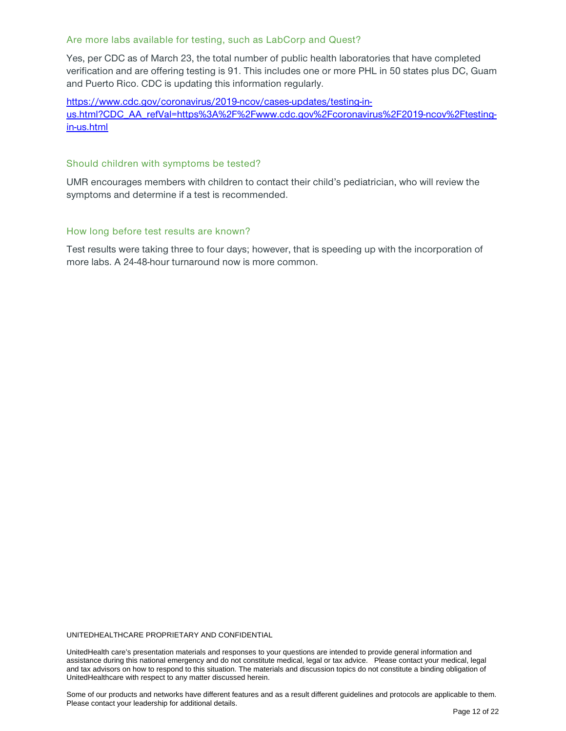### Are more labs available for testing, such as LabCorp and Quest?

Yes, per CDC as of March 23, the total number of public health laboratories that have completed verification and are offering testing is 91. This includes one or more PHL in 50 states plus DC, Guam and Puerto Rico. CDC is updating this information regularly.

https://www.cdc.gov/coronavirus/2019-ncov/cases-updates/testing-in-us.html?CDC_AA_refVal=https%3A%2F%2Fwww.cdc.gov%2Fcoronavirus%2F2019-ncov%2Ftesting-in-us.html

### Should children with symptoms be tested?

UMR encourages members with children to contact their child's pediatrician, who will review the symptoms and determine if a test is recommended.

### How long before test results are known?

Test results were taking three to four days; however, that is speeding up with the incorporation of more labs. A 24-48-hour turnaround now is more common.

UNITEDHEALTHCARE PROPRIETARY AND CONFIDENTIAL

UnitedHealth care's presentation materials and responses to your questions are intended to provide general information and assistance during this national emergency and do not constitute medical, legal or tax advice. Please contact your medical, legal and tax advisors on how to respond to this situation. The materials and discussion topics do not constitute a binding obligation of UnitedHealthcare with respect to any matter discussed herein.

Some of our products and networks have different features and as a result different guidelines and protocols are applicable to them. Please contact your leadership for additional details.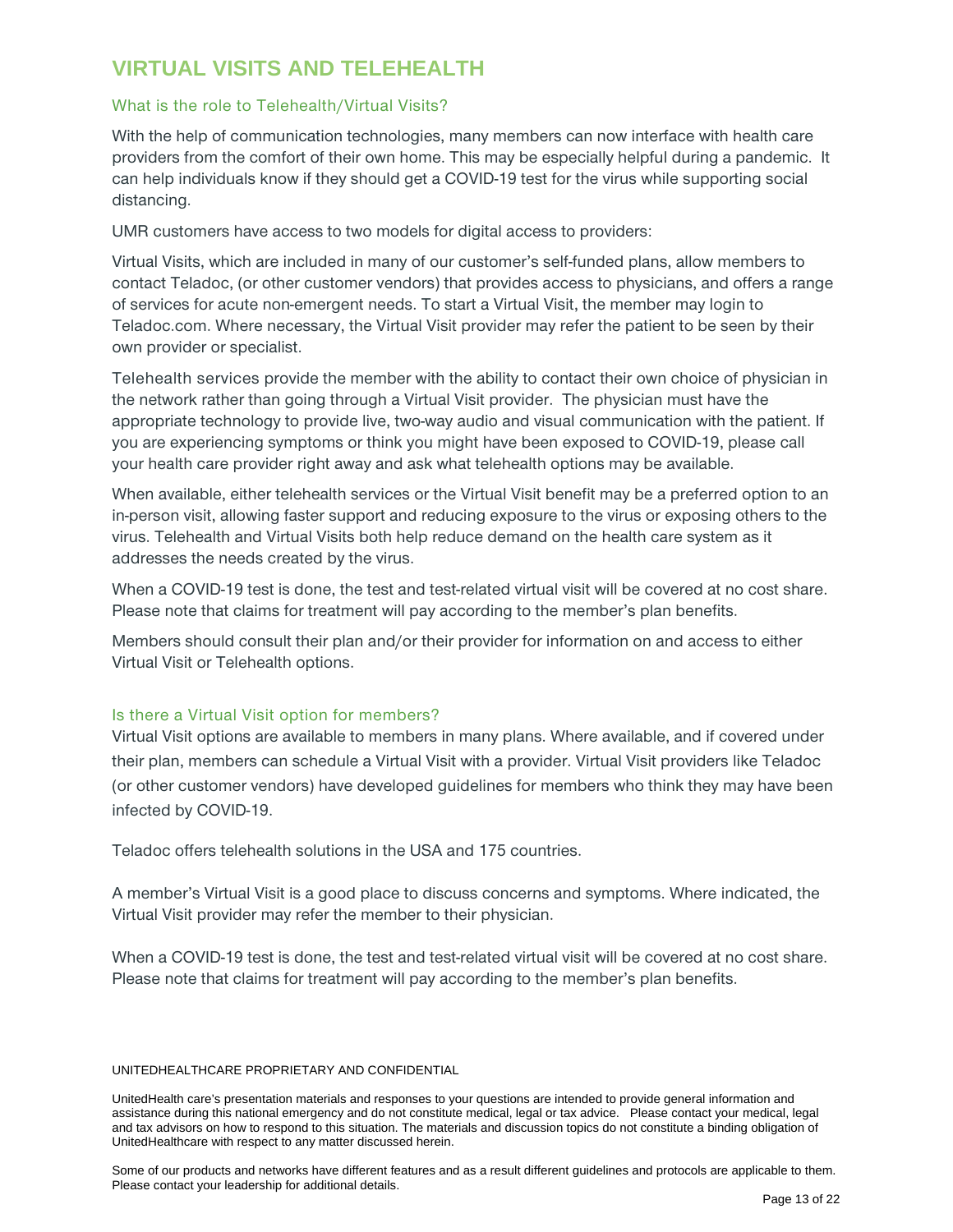# VIRTUAL VISITS AND TELEHEALTH

## What is the role to Telehealth/Virtual Visits?

With the help of communication technologies, many members can now interface with health care providers from the comfort of their own home. This may be especially helpful during a pandemic. It can help individuals know if they should get a COVID-19 test for the virus while supporting social distancing.

UMR customers have access to two models for digital access to providers:

Virtual Visits, which are included in many of our customer's self-funded plans, allow members to contact Teladoc, (or other customer vendors) that provides access to physicians, and offers a range of services for acute non-emergent needs. To start a Virtual Visit, the member may login to Teladoc.com. Where necessary, the Virtual Visit provider may refer the patient to be seen by their own provider or specialist.

Telehealth services provide the member with the ability to contact their own choice of physician in the network rather than going through a Virtual Visit provider. The physician must have the appropriate technology to provide live, two-way audio and visual communication with the patient. If you are experiencing symptoms or think you might have been exposed to COVID-19, please call your health care provider right away and ask what telehealth options may be available.

When available, either telehealth services or the Virtual Visit benefit may be a preferred option to an in-person visit, allowing faster support and reducing exposure to the virus or exposing others to the virus. Telehealth and Virtual Visits both help reduce demand on the health care system as it addresses the needs created by the virus.

When a COVID-19 test is done, the test and test-related virtual visit will be covered at no cost share. Please note that claims for treatment will pay according to the member's plan benefits.

Members should consult their plan and/or their provider for information on and access to either Virtual Visit or Telehealth options.

## Is there a Virtual Visit option for members?

Virtual Visit options are available to members in many plans. Where available, and if covered under their plan, members can schedule a Virtual Visit with a provider. Virtual Visit providers like Teladoc (or other customer vendors) have developed guidelines for members who think they may have been infected by COVID-19.

Teladoc offers telehealth solutions in the USA and 175 countries.

A member's Virtual Visit is a good place to discuss concerns and symptoms. Where indicated, the Virtual Visit provider may refer the member to their physician.

When a COVID-19 test is done, the test and test-related virtual visit will be covered at no cost share. Please note that claims for treatment will pay according to the member's plan benefits.

UNITEDHEALTHCARE PROPRIETARY AND CONFIDENTIAL

UnitedHealth care's presentation materials and responses to your questions are intended to provide general information and assistance during this national emergency and do not constitute medical, legal or tax advice. Please contact your medical, legal and tax advisors on how to respond to this situation. The materials and discussion topics do not constitute a binding obligation of UnitedHealthcare with respect to any matter discussed herein.

Some of our products and networks have different features and as a result different guidelines and protocols are applicable to them. Please contact your leadership for additional details.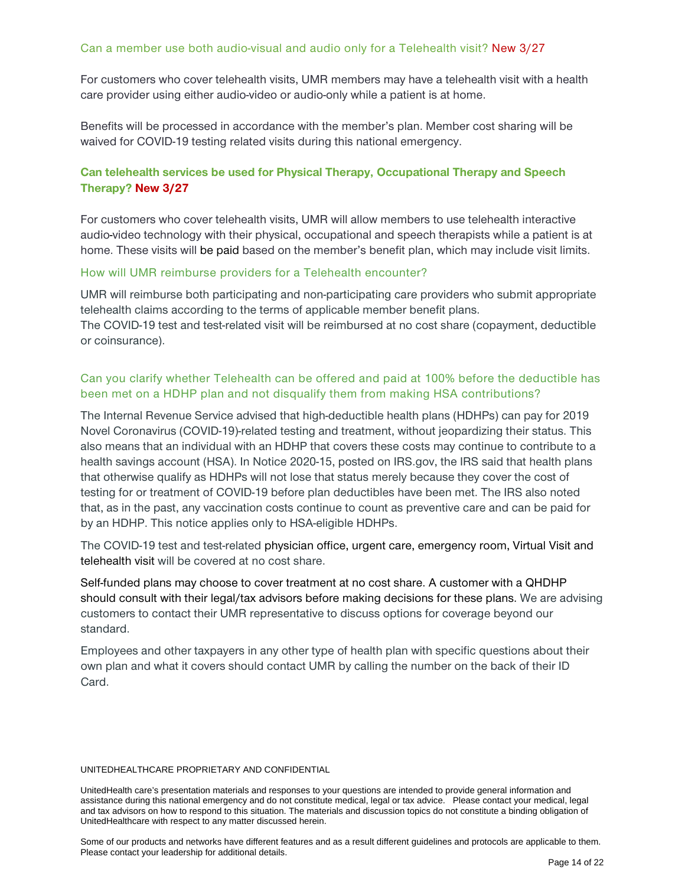### Can a member use both audio-visual and audio only for a Telehealth visit? New 3/27

For customers who cover telehealth visits, UMR members may have a telehealth visit with a health care provider using either audio-video or audio-only while a patient is at home.

Benefits will be processed in accordance with the member's plan. Member cost sharing will be waived for COVID-19 testing related visits during this national emergency.

### **Can telehealth services be used for Physical Therapy, Occupational Therapy and Speech Therapy? New 3/27**

For customers who cover telehealth visits, UMR will allow members to use telehealth interactive audio-video technology with their physical, occupational and speech therapists while a patient is at home. These visits will be paid based on the member's benefit plan, which may include visit limits.

### How will UMR reimburse providers for a Telehealth encounter?

UMR will reimburse both participating and non-participating care providers who submit appropriate telehealth claims according to the terms of applicable member benefit plans.
The COVID-19 test and test-related visit will be reimbursed at no cost share (copayment, deductible or coinsurance).

### Can you clarify whether Telehealth can be offered and paid at 100% before the deductible has been met on a HDHP plan and not disqualify them from making HSA contributions?

The Internal Revenue Service advised that high-deductible health plans (HDHPs) can pay for 2019 Novel Coronavirus (COVID-19)-related testing and treatment, without jeopardizing their status. This also means that an individual with an HDHP that covers these costs may continue to contribute to a health savings account (HSA). In Notice 2020-15, posted on IRS.gov, the IRS said that health plans that otherwise qualify as HDHPs will not lose that status merely because they cover the cost of testing for or treatment of COVID-19 before plan deductibles have been met. The IRS also noted that, as in the past, any vaccination costs continue to count as preventive care and can be paid for by an HDHP. This notice applies only to HSA-eligible HDHPs.

The COVID-19 test and test-related physician office, urgent care, emergency room, Virtual Visit and telehealth visit will be covered at no cost share.

Self-funded plans may choose to cover treatment at no cost share. A customer with a QHDHP should consult with their legal/tax advisors before making decisions for these plans. We are advising customers to contact their UMR representative to discuss options for coverage beyond our standard.

Employees and other taxpayers in any other type of health plan with specific questions about their own plan and what it covers should contact UMR by calling the number on the back of their ID Card.

UNITEDHEALTHCARE PROPRIETARY AND CONFIDENTIAL

UnitedHealth care's presentation materials and responses to your questions are intended to provide general information and assistance during this national emergency and do not constitute medical, legal or tax advice. Please contact your medical, legal and tax advisors on how to respond to this situation. The materials and discussion topics do not constitute a binding obligation of UnitedHealthcare with respect to any matter discussed herein.

Some of our products and networks have different features and as a result different guidelines and protocols are applicable to them. Please contact your leadership for additional details.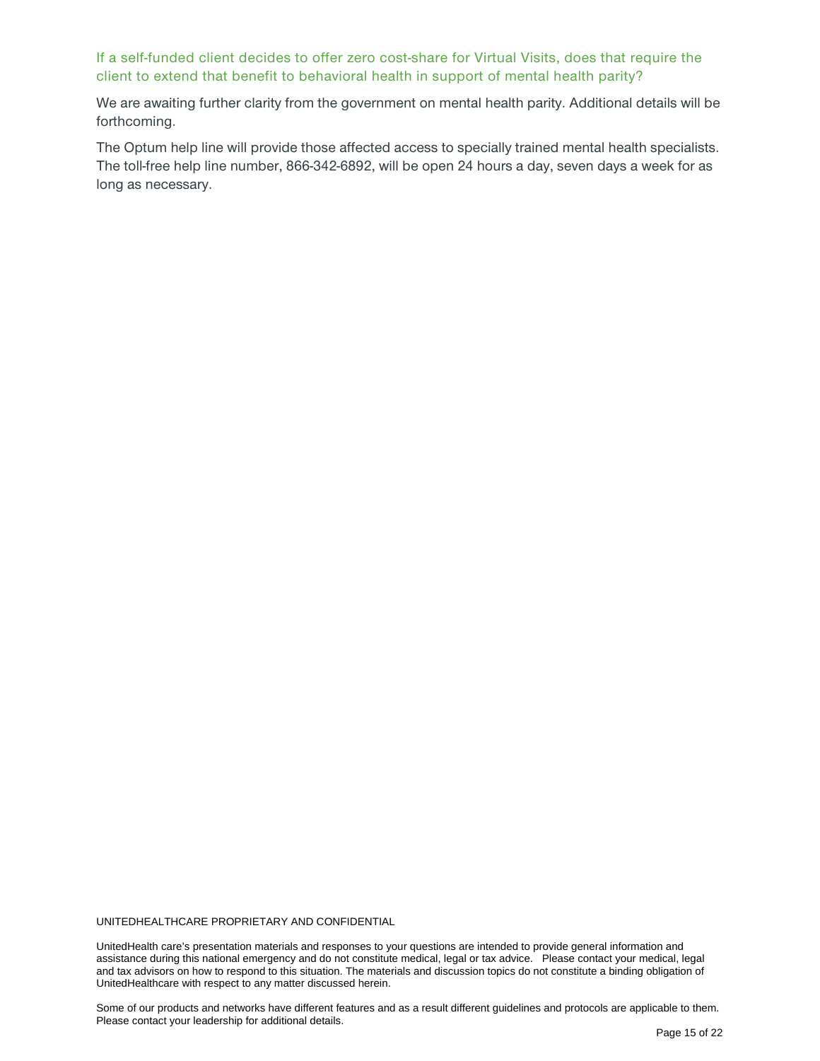### If a self-funded client decides to offer zero cost-share for Virtual Visits, does that require the client to extend that benefit to behavioral health in support of mental health parity?

We are awaiting further clarity from the government on mental health parity. Additional details will be forthcoming.

The Optum help line will provide those affected access to specially trained mental health specialists. The toll-free help line number, 866-342-6892, will be open 24 hours a day, seven days a week for as long as necessary.

UNITEDHEALTHCARE PROPRIETARY AND CONFIDENTIAL

UnitedHealth care's presentation materials and responses to your questions are intended to provide general information and assistance during this national emergency and do not constitute medical, legal or tax advice. Please contact your medical, legal and tax advisors on how to respond to this situation. The materials and discussion topics do not constitute a binding obligation of UnitedHealthcare with respect to any matter discussed herein.

Some of our products and networks have different features and as a result different guidelines and protocols are applicable to them. Please contact your leadership for additional details.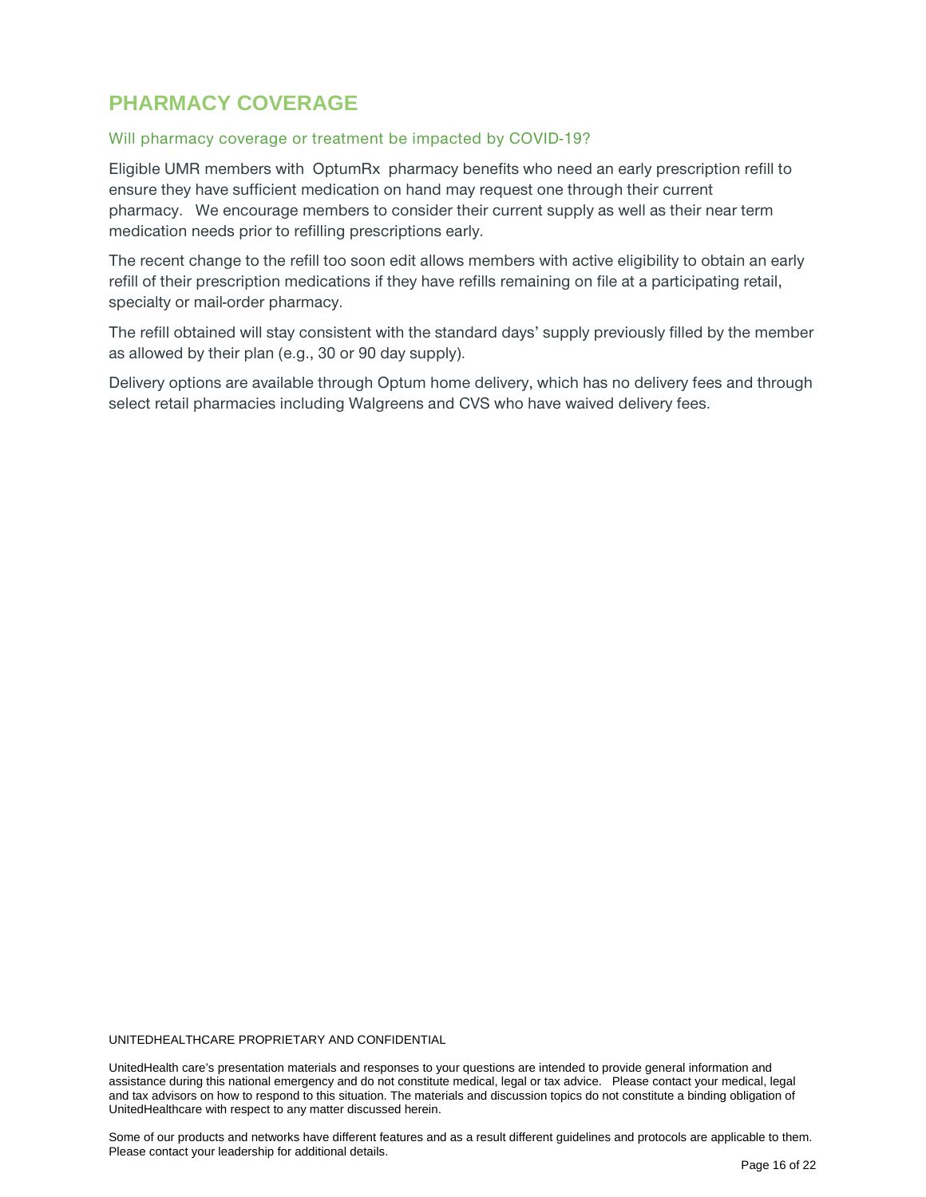## PHARMACY COVERAGE

### Will pharmacy coverage or treatment be impacted by COVID-19?

Eligible UMR members with OptumRx pharmacy benefits who need an early prescription refill to ensure they have sufficient medication on hand may request one through their current pharmacy. We encourage members to consider their current supply as well as their near term medication needs prior to refilling prescriptions early.

The recent change to the refill too soon edit allows members with active eligibility to obtain an early refill of their prescription medications if they have refills remaining on file at a participating retail, specialty or mail-order pharmacy.

The refill obtained will stay consistent with the standard days' supply previously filled by the member as allowed by their plan (e.g., 30 or 90 day supply).

Delivery options are available through Optum home delivery, which has no delivery fees and through select retail pharmacies including Walgreens and CVS who have waived delivery fees.

UNITEDHEALTHCARE PROPRIETARY AND CONFIDENTIAL

UnitedHealth care's presentation materials and responses to your questions are intended to provide general information and assistance during this national emergency and do not constitute medical, legal or tax advice. Please contact your medical, legal and tax advisors on how to respond to this situation. The materials and discussion topics do not constitute a binding obligation of UnitedHealthcare with respect to any matter discussed herein.

Some of our products and networks have different features and as a result different guidelines and protocols are applicable to them. Please contact your leadership for additional details.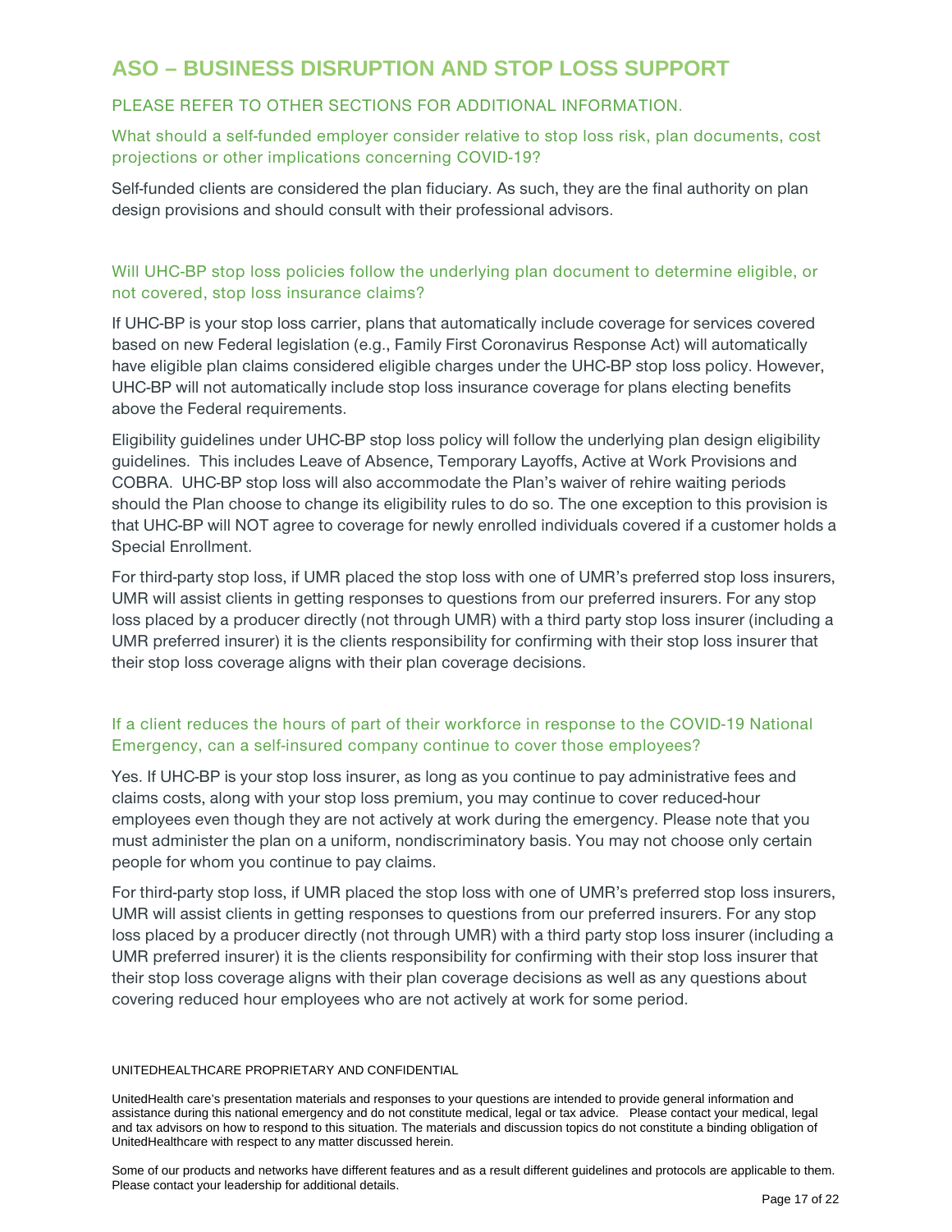## ASO – BUSINESS DISRUPTION AND STOP LOSS SUPPORT

PLEASE REFER TO OTHER SECTIONS FOR ADDITIONAL INFORMATION.

### What should a self-funded employer consider relative to stop loss risk, plan documents, cost projections or other implications concerning COVID-19?

Self-funded clients are considered the plan fiduciary. As such, they are the final authority on plan design provisions and should consult with their professional advisors.

### Will UHC-BP stop loss policies follow the underlying plan document to determine eligible, or not covered, stop loss insurance claims?

If UHC-BP is your stop loss carrier, plans that automatically include coverage for services covered based on new Federal legislation (e.g., Family First Coronavirus Response Act) will automatically have eligible plan claims considered eligible charges under the UHC-BP stop loss policy. However, UHC-BP will not automatically include stop loss insurance coverage for plans electing benefits above the Federal requirements.

Eligibility guidelines under UHC-BP stop loss policy will follow the underlying plan design eligibility guidelines. This includes Leave of Absence, Temporary Layoffs, Active at Work Provisions and COBRA. UHC-BP stop loss will also accommodate the Plan's waiver of rehire waiting periods should the Plan choose to change its eligibility rules to do so. The one exception to this provision is that UHC-BP will NOT agree to coverage for newly enrolled individuals covered if a customer holds a Special Enrollment.

For third-party stop loss, if UMR placed the stop loss with one of UMR's preferred stop loss insurers, UMR will assist clients in getting responses to questions from our preferred insurers. For any stop loss placed by a producer directly (not through UMR) with a third party stop loss insurer (including a UMR preferred insurer) it is the clients responsibility for confirming with their stop loss insurer that their stop loss coverage aligns with their plan coverage decisions.

### If a client reduces the hours of part of their workforce in response to the COVID-19 National Emergency, can a self-insured company continue to cover those employees?

Yes. If UHC-BP is your stop loss insurer, as long as you continue to pay administrative fees and claims costs, along with your stop loss premium, you may continue to cover reduced-hour employees even though they are not actively at work during the emergency. Please note that you must administer the plan on a uniform, nondiscriminatory basis. You may not choose only certain people for whom you continue to pay claims.

For third-party stop loss, if UMR placed the stop loss with one of UMR's preferred stop loss insurers, UMR will assist clients in getting responses to questions from our preferred insurers. For any stop loss placed by a producer directly (not through UMR) with a third party stop loss insurer (including a UMR preferred insurer) it is the clients responsibility for confirming with their stop loss insurer that their stop loss coverage aligns with their plan coverage decisions as well as any questions about covering reduced hour employees who are not actively at work for some period.

UNITEDHEALTHCARE PROPRIETARY AND CONFIDENTIAL

UnitedHealth care's presentation materials and responses to your questions are intended to provide general information and assistance during this national emergency and do not constitute medical, legal or tax advice. Please contact your medical, legal and tax advisors on how to respond to this situation. The materials and discussion topics do not constitute a binding obligation of UnitedHealthcare with respect to any matter discussed herein.

Some of our products and networks have different features and as a result different guidelines and protocols are applicable to them. Please contact your leadership for additional details.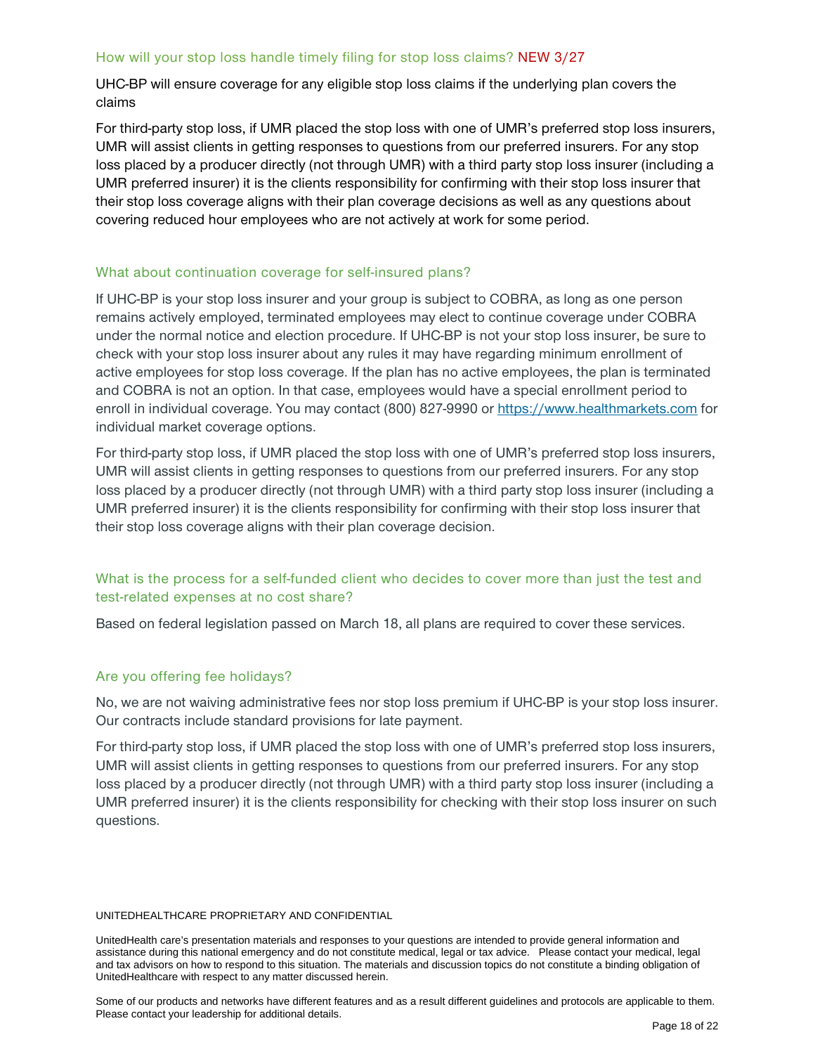### How will your stop loss handle timely filing for stop loss claims? NEW 3/27

UHC-BP will ensure coverage for any eligible stop loss claims if the underlying plan covers the claims

For third-party stop loss, if UMR placed the stop loss with one of UMR's preferred stop loss insurers, UMR will assist clients in getting responses to questions from our preferred insurers. For any stop loss placed by a producer directly (not through UMR) with a third party stop loss insurer (including a UMR preferred insurer) it is the clients responsibility for confirming with their stop loss insurer that their stop loss coverage aligns with their plan coverage decisions as well as any questions about covering reduced hour employees who are not actively at work for some period.

### What about continuation coverage for self-insured plans?

If UHC-BP is your stop loss insurer and your group is subject to COBRA, as long as one person remains actively employed, terminated employees may elect to continue coverage under COBRA under the normal notice and election procedure. If UHC-BP is not your stop loss insurer, be sure to check with your stop loss insurer about any rules it may have regarding minimum enrollment of active employees for stop loss coverage. If the plan has no active employees, the plan is terminated and COBRA is not an option. In that case, employees would have a special enrollment period to enroll in individual coverage. You may contact (800) 827-9990 or [https://www.healthmarkets.com](https://www.healthmarkets.com) for individual market coverage options.

For third-party stop loss, if UMR placed the stop loss with one of UMR's preferred stop loss insurers, UMR will assist clients in getting responses to questions from our preferred insurers. For any stop loss placed by a producer directly (not through UMR) with a third party stop loss insurer (including a UMR preferred insurer) it is the clients responsibility for confirming with their stop loss insurer that their stop loss coverage aligns with their plan coverage decision.

### What is the process for a self-funded client who decides to cover more than just the test and test-related expenses at no cost share?

Based on federal legislation passed on March 18, all plans are required to cover these services.

### Are you offering fee holidays?

No, we are not waiving administrative fees nor stop loss premium if UHC-BP is your stop loss insurer. Our contracts include standard provisions for late payment.

For third-party stop loss, if UMR placed the stop loss with one of UMR's preferred stop loss insurers, UMR will assist clients in getting responses to questions from our preferred insurers. For any stop loss placed by a producer directly (not through UMR) with a third party stop loss insurer (including a UMR preferred insurer) it is the clients responsibility for checking with their stop loss insurer on such questions.

UNITEDHEALTHCARE PROPRIETARY AND CONFIDENTIAL

UnitedHealth care's presentation materials and responses to your questions are intended to provide general information and assistance during this national emergency and do not constitute medical, legal or tax advice. Please contact your medical, legal and tax advisors on how to respond to this situation. The materials and discussion topics do not constitute a binding obligation of UnitedHealthcare with respect to any matter discussed herein.

Some of our products and networks have different features and as a result different guidelines and protocols are applicable to them. Please contact your leadership for additional details.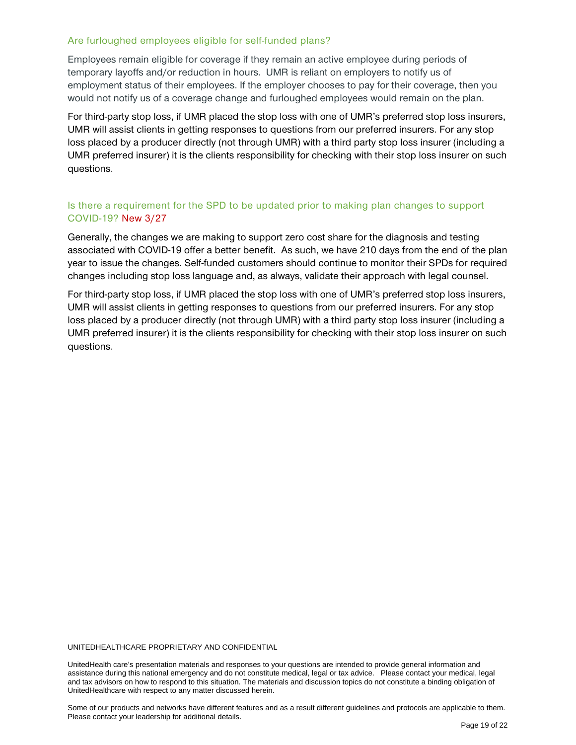### Are furloughed employees eligible for self-funded plans?

Employees remain eligible for coverage if they remain an active employee during periods of temporary layoffs and/or reduction in hours. UMR is reliant on employers to notify us of employment status of their employees. If the employer chooses to pay for their coverage, then you would not notify us of a coverage change and furloughed employees would remain on the plan.

For third-party stop loss, if UMR placed the stop loss with one of UMR's preferred stop loss insurers, UMR will assist clients in getting responses to questions from our preferred insurers. For any stop loss placed by a producer directly (not through UMR) with a third party stop loss insurer (including a UMR preferred insurer) it is the clients responsibility for checking with their stop loss insurer on such questions.

### Is there a requirement for the SPD to be updated prior to making plan changes to support COVID-19? New 3/27

Generally, the changes we are making to support zero cost share for the diagnosis and testing associated with COVID-19 offer a better benefit. As such, we have 210 days from the end of the plan year to issue the changes. Self-funded customers should continue to monitor their SPDs for required changes including stop loss language and, as always, validate their approach with legal counsel.

For third-party stop loss, if UMR placed the stop loss with one of UMR's preferred stop loss insurers, UMR will assist clients in getting responses to questions from our preferred insurers. For any stop loss placed by a producer directly (not through UMR) with a third party stop loss insurer (including a UMR preferred insurer) it is the clients responsibility for checking with their stop loss insurer on such questions.

UNITEDHEALTHCARE PROPRIETARY AND CONFIDENTIAL

UnitedHealth care's presentation materials and responses to your questions are intended to provide general information and assistance during this national emergency and do not constitute medical, legal or tax advice. Please contact your medical, legal and tax advisors on how to respond to this situation. The materials and discussion topics do not constitute a binding obligation of UnitedHealthcare with respect to any matter discussed herein.

Some of our products and networks have different features and as a result different guidelines and protocols are applicable to them. Please contact your leadership for additional details.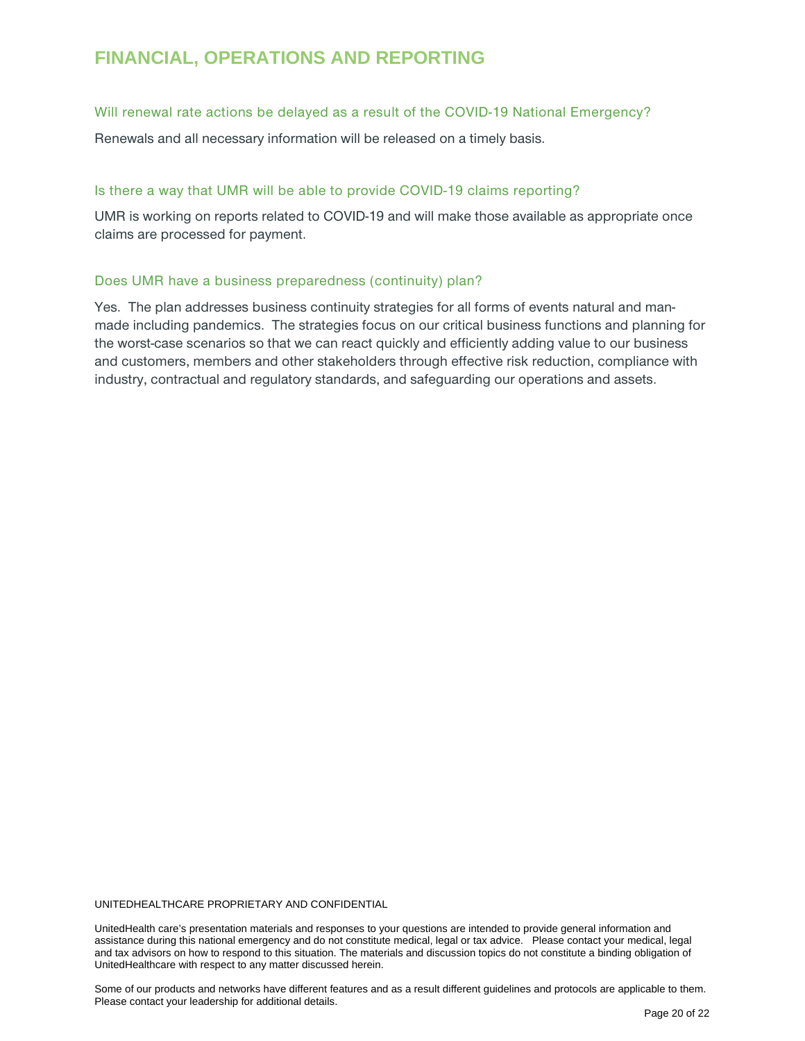# FINANCIAL, OPERATIONS AND REPORTING

### Will renewal rate actions be delayed as a result of the COVID-19 National Emergency?

Renewals and all necessary information will be released on a timely basis.

### Is there a way that UMR will be able to provide COVID-19 claims reporting?

UMR is working on reports related to COVID-19 and will make those available as appropriate once claims are processed for payment.

### Does UMR have a business preparedness (continuity) plan?

Yes. The plan addresses business continuity strategies for all forms of events natural and man-made including pandemics. The strategies focus on our critical business functions and planning for the worst-case scenarios so that we can react quickly and efficiently adding value to our business and customers, members and other stakeholders through effective risk reduction, compliance with industry, contractual and regulatory standards, and safeguarding our operations and assets.

UNITEDHEALTHCARE PROPRIETARY AND CONFIDENTIAL

UnitedHealth care's presentation materials and responses to your questions are intended to provide general information and assistance during this national emergency and do not constitute medical, legal or tax advice. Please contact your medical, legal and tax advisors on how to respond to this situation. The materials and discussion topics do not constitute a binding obligation of UnitedHealthcare with respect to any matter discussed herein.

Some of our products and networks have different features and as a result different guidelines and protocols are applicable to them. Please contact your leadership for additional details.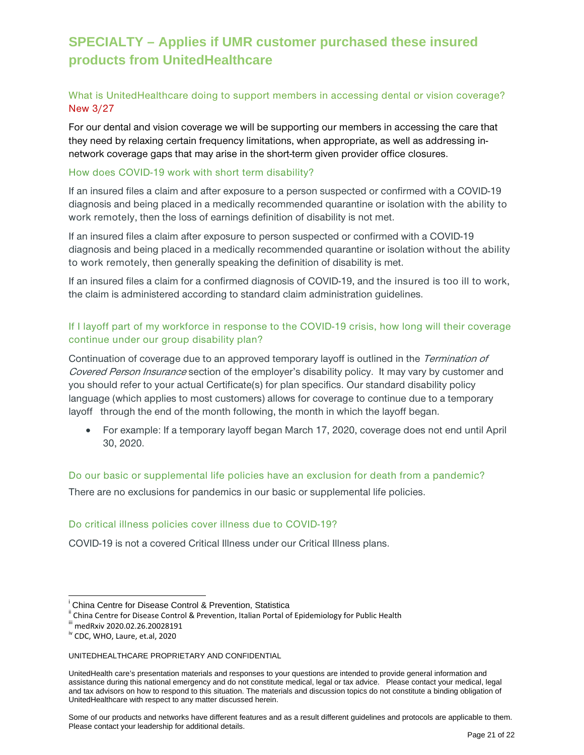## SPECIALTY – Applies if UMR customer purchased these insured products from UnitedHealthcare

### What is UnitedHealthcare doing to support members in accessing dental or vision coverage? New 3/27

For our dental and vision coverage we will be supporting our members in accessing the care that they need by relaxing certain frequency limitations, when appropriate, as well as addressing in-network coverage gaps that may arise in the short-term given provider office closures.

### How does COVID-19 work with short term disability?

If an insured files a claim and after exposure to a person suspected or confirmed with a COVID-19 diagnosis and being placed in a medically recommended quarantine or isolation with the ability to work remotely, then the loss of earnings definition of disability is not met.

If an insured files a claim after exposure to person suspected or confirmed with a COVID-19 diagnosis and being placed in a medically recommended quarantine or isolation without the ability to work remotely, then generally speaking the definition of disability is met.

If an insured files a claim for a confirmed diagnosis of COVID-19, and the insured is too ill to work, the claim is administered according to standard claim administration guidelines.

### If I layoff part of my workforce in response to the COVID-19 crisis, how long will their coverage continue under our group disability plan?

Continuation of coverage due to an approved temporary layoff is outlined in the *Termination of Covered Person Insurance* section of the employer's disability policy. It may vary by customer and you should refer to your actual Certificate(s) for plan specifics. Our standard disability policy language (which applies to most customers) allows for coverage to continue due to a temporary layoff through the end of the month following, the month in which the layoff began.

- For example: If a temporary layoff began March 17, 2020, coverage does not end until April 30, 2020.

### Do our basic or supplemental life policies have an exclusion for death from a pandemic?

There are no exclusions for pandemics in our basic or supplemental life policies.

### Do critical illness policies cover illness due to COVID-19?

COVID-19 is not a covered Critical Illness under our Critical Illness plans.

---

[i] China Centre for Disease Control & Prevention, Statistica
[ii] China Centre for Disease Control & Prevention, Italian Portal of Epidemiology for Public Health
[iii] medRxiv 2020.02.26.20028191
[iv] CDC, WHO, Laure, et.al, 2020

UNITEDHEALTHCARE PROPRIETARY AND CONFIDENTIAL

UnitedHealth care's presentation materials and responses to your questions are intended to provide general information and assistance during this national emergency and do not constitute medical, legal or tax advice. Please contact your medical, legal and tax advisors on how to respond to this situation. The materials and discussion topics do not constitute a binding obligation of UnitedHealthcare with respect to any matter discussed herein.

Some of our products and networks have different features and as a result different guidelines and protocols are applicable to them. Please contact your leadership for additional details.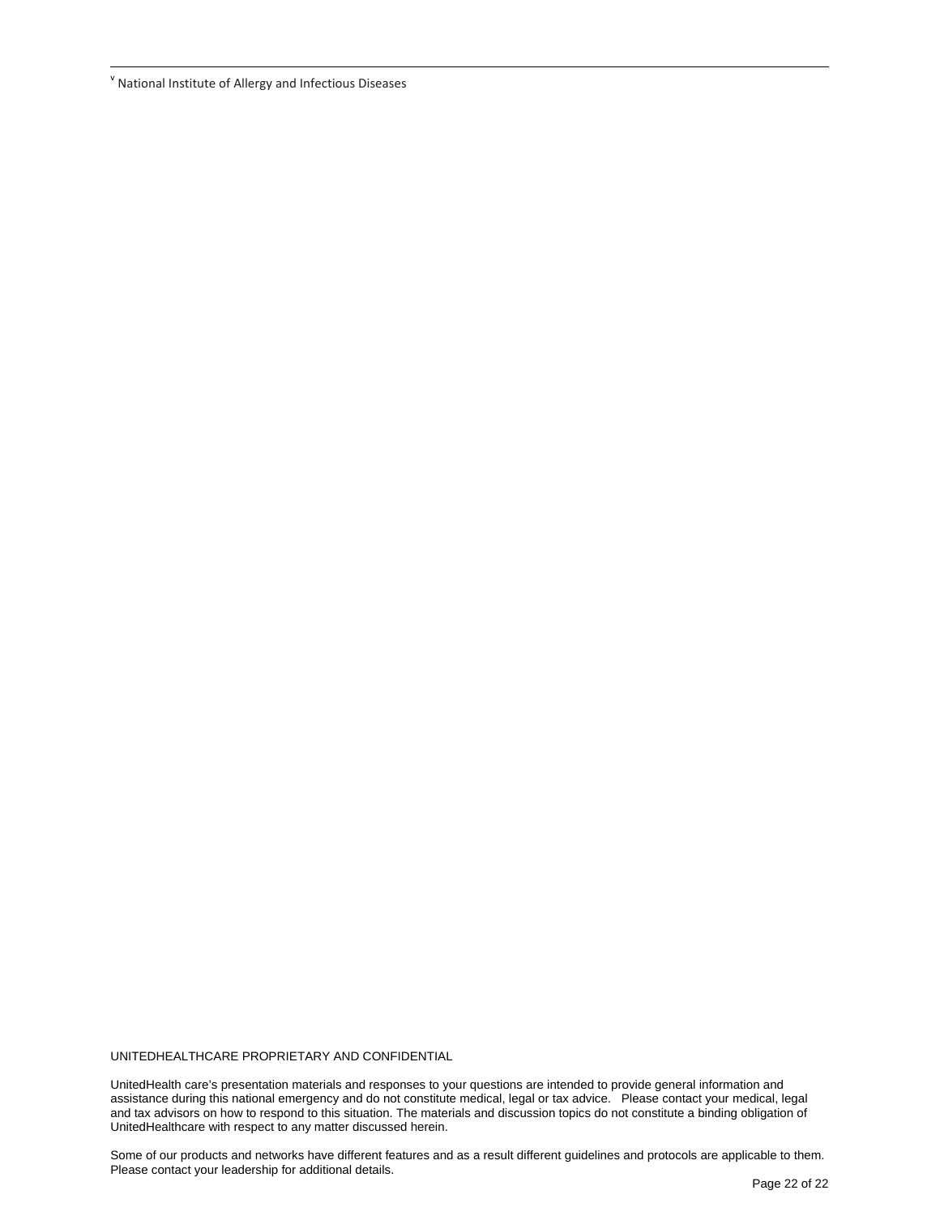[v] National Institute of Allergy and Infectious Diseases

UNITEDHEALTHCARE PROPRIETARY AND CONFIDENTIAL

UnitedHealth care's presentation materials and responses to your questions are intended to provide general information and assistance during this national emergency and do not constitute medical, legal or tax advice. Please contact your medical, legal and tax advisors on how to respond to this situation. The materials and discussion topics do not constitute a binding obligation of UnitedHealthcare with respect to any matter discussed herein.

Some of our products and networks have different features and as a result different guidelines and protocols are applicable to them. Please contact your leadership for additional details.